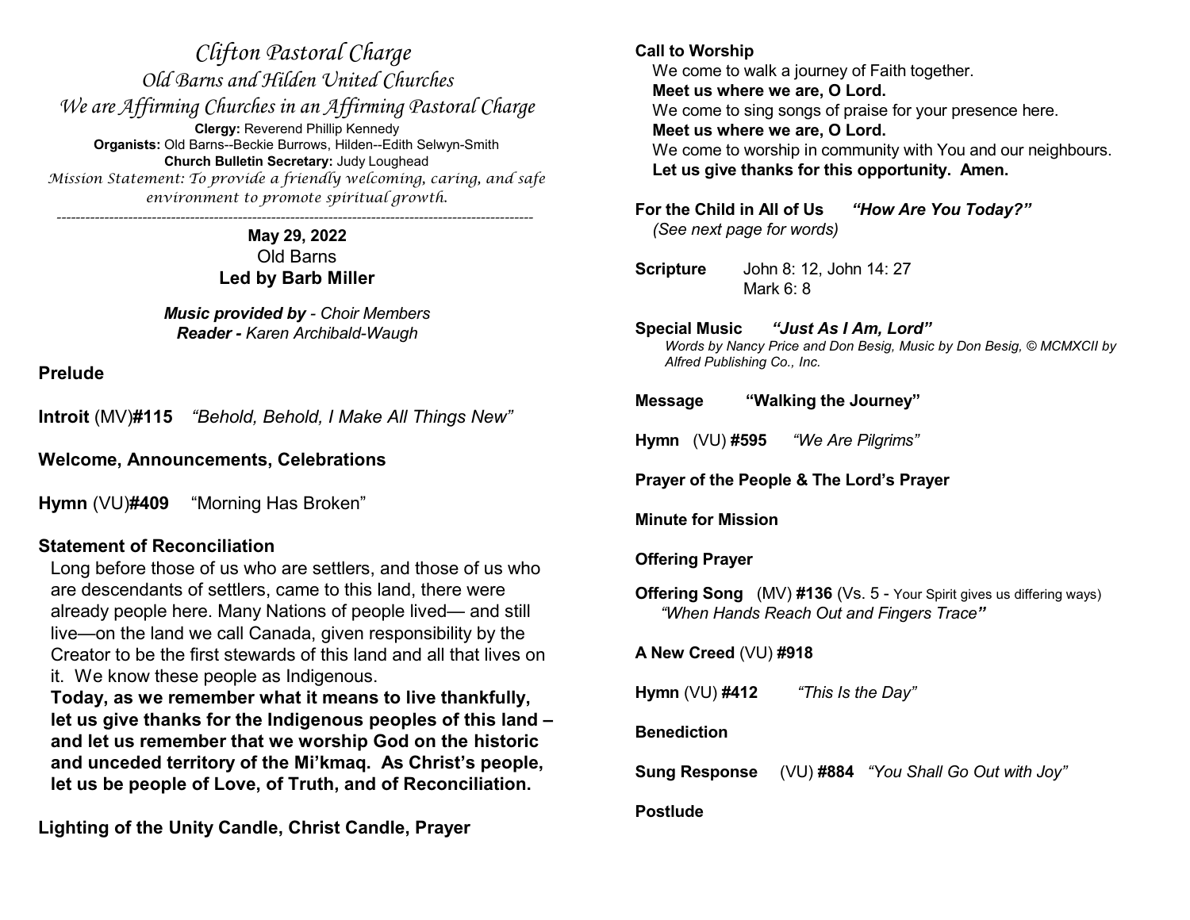# *Clifton Pastoral Charge*

## *Old Barns and Hilden United Churches*

### *We are Affirming Churches in an Affirming Pastoral Charge*

**Clergy:** Reverend Phillip Kennedy
**Organists:** Old Barns--Beckie Burrows, Hilden--Edith Selwyn-Smith
**Church Bulletin Secretary:** Judy Loughead
*Mission Statement: To provide a friendly welcoming, caring, and safe environment to promote spiritual growth.*

---

**May 29, 2022**
Old Barns
**Led by Barb Miller**

***Music provided by** - Choir Members*
***Reader -** Karen Archibald-Waugh*

**Prelude**

**Introit** (MV)**#115** *"Behold, Behold, I Make All Things New"*

**Welcome, Announcements, Celebrations**

**Hymn** (VU)**#409** "Morning Has Broken"

**Statement of Reconciliation**

Long before those of us who are settlers, and those of us who are descendants of settlers, came to this land, there were already people here. Many Nations of people lived— and still live—on the land we call Canada, given responsibility by the Creator to be the first stewards of this land and all that lives on it. We know these people as Indigenous.
**Today, as we remember what it means to live thankfully, let us give thanks for the Indigenous peoples of this land – and let us remember that we worship God on the historic and unceded territory of the Mi'kmaq. As Christ's people, let us be people of Love, of Truth, and of Reconciliation.**

**Lighting of the Unity Candle, Christ Candle, Prayer**

**Call to Worship**

We come to walk a journey of Faith together.
**Meet us where we are, O Lord.**
We come to sing songs of praise for your presence here.
**Meet us where we are, O Lord.**
We come to worship in community with You and our neighbours.
**Let us give thanks for this opportunity. Amen.**

**For the Child in All of Us** ***"How Are You Today?"***
*(See next page for words)*

**Scripture** John 8: 12, John 14: 27
Mark 6: 8

**Special Music** ***"Just As I Am, Lord"***
*Words by Nancy Price and Don Besig, Music by Don Besig, © MCMXCII by Alfred Publishing Co., Inc.*

**Message** **"Walking the Journey"**

**Hymn** (VU) **#595** *"We Are Pilgrims"*

**Prayer of the People & The Lord's Prayer**

**Minute for Mission**

**Offering Prayer**

**Offering Song** (MV) **#136** (Vs. 5 - Your Spirit gives us differing ways)
*"When Hands Reach Out and Fingers Trace"*

**A New Creed** (VU) **#918**

**Hymn** (VU) **#412** *"This Is the Day"*

**Benediction**

**Sung Response** (VU) **#884** *"You Shall Go Out with Joy"*

**Postlude**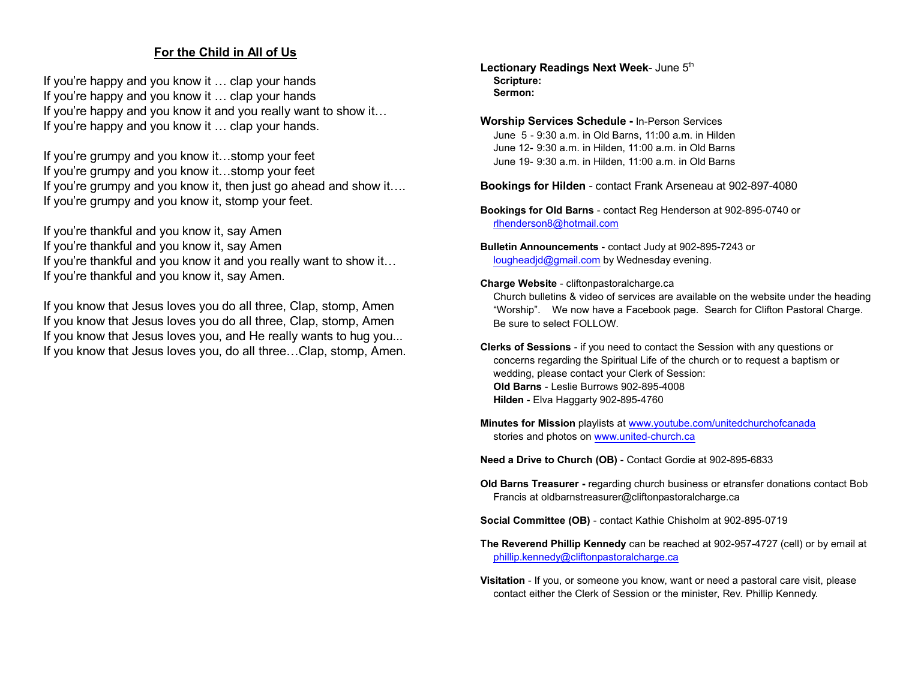## For the Child in All of Us

If you're happy and you know it … clap your hands
If you're happy and you know it … clap your hands
If you're happy and you know it and you really want to show it…
If you're happy and you know it … clap your hands.

If you're grumpy and you know it…stomp your feet
If you're grumpy and you know it…stomp your feet
If you're grumpy and you know it, then just go ahead and show it….
If you're grumpy and you know it, stomp your feet.

If you're thankful and you know it, say Amen
If you're thankful and you know it, say Amen
If you're thankful and you know it and you really want to show it…
If you're thankful and you know it, say Amen.

If you know that Jesus loves you do all three, Clap, stomp, Amen
If you know that Jesus loves you do all three, Clap, stomp, Amen
If you know that Jesus loves you, and He really wants to hug you...
If you know that Jesus loves you, do all three…Clap, stomp, Amen.

**Lectionary Readings Next Week**- June 5th
**Scripture:**
**Sermon:**

**Worship Services Schedule -** In-Person Services
June 5 - 9:30 a.m. in Old Barns, 11:00 a.m. in Hilden
June 12- 9:30 a.m. in Hilden, 11:00 a.m. in Old Barns
June 19- 9:30 a.m. in Hilden, 11:00 a.m. in Old Barns

**Bookings for Hilden** - contact Frank Arseneau at 902-897-4080

**Bookings for Old Barns** - contact Reg Henderson at 902-895-0740 or rlhenderson8@hotmail.com

**Bulletin Announcements** - contact Judy at 902-895-7243 or lougheadjd@gmail.com by Wednesday evening.

**Charge Website** - cliftonpastoralcharge.ca
Church bulletins & video of services are available on the website under the heading "Worship". We now have a Facebook page. Search for Clifton Pastoral Charge. Be sure to select FOLLOW.

**Clerks of Sessions** - if you need to contact the Session with any questions or concerns regarding the Spiritual Life of the church or to request a baptism or wedding, please contact your Clerk of Session:
**Old Barns** - Leslie Burrows 902-895-4008
**Hilden** - Elva Haggarty 902-895-4760

**Minutes for Mission** playlists at www.youtube.com/unitedchurchofcanada stories and photos on www.united-church.ca

**Need a Drive to Church (OB)** - Contact Gordie at 902-895-6833

**Old Barns Treasurer -** regarding church business or etransfer donations contact Bob Francis at oldbarnstreasurer@cliftonpastoralcharge.ca

**Social Committee (OB)** - contact Kathie Chisholm at 902-895-0719

**The Reverend Phillip Kennedy** can be reached at 902-957-4727 (cell) or by email at phillip.kennedy@cliftonpastoralcharge.ca

**Visitation** - If you, or someone you know, want or need a pastoral care visit, please contact either the Clerk of Session or the minister, Rev. Phillip Kennedy.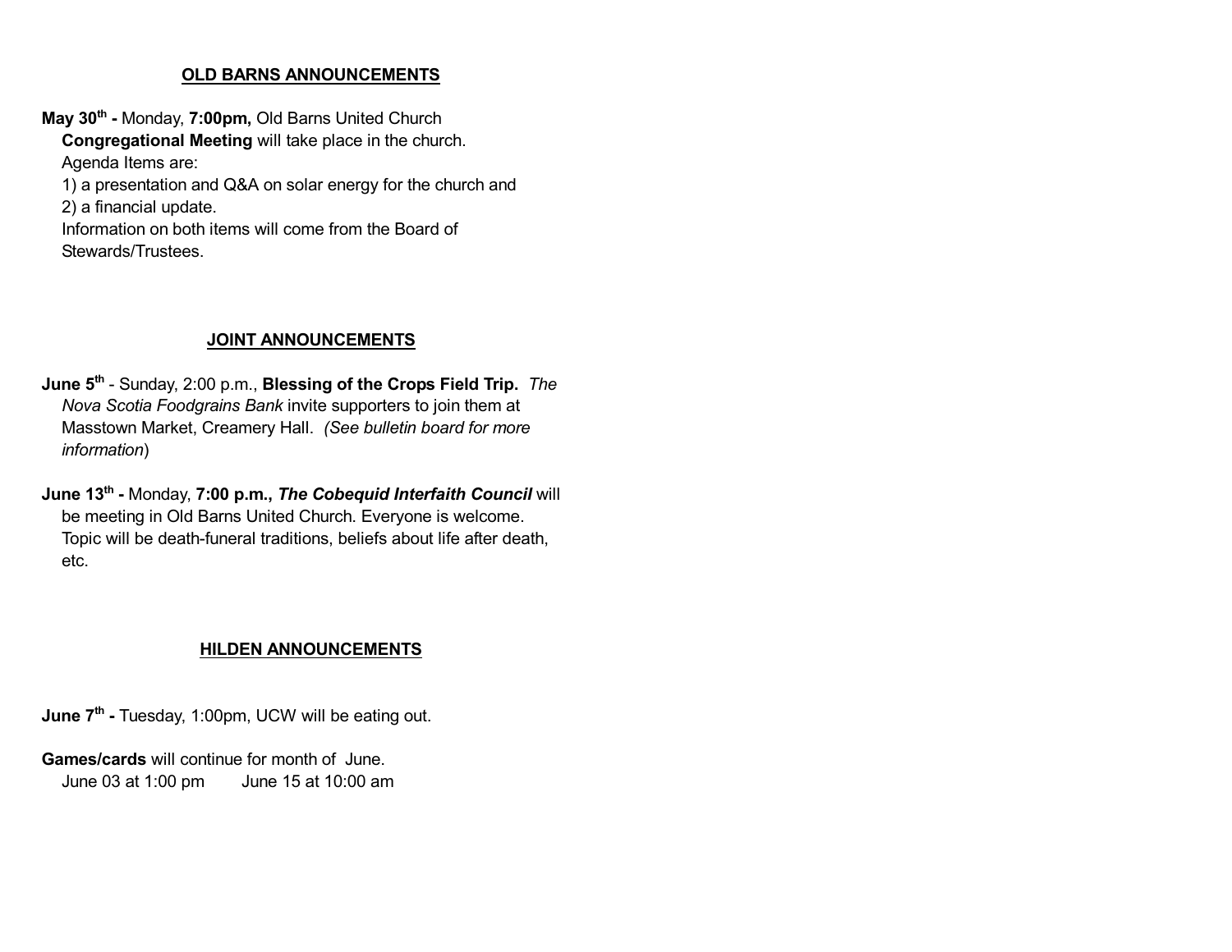## OLD BARNS ANNOUNCEMENTS

**May 30th -** Monday, **7:00pm,** Old Barns United Church **Congregational Meeting** will take place in the church. Agenda Items are:
1) a presentation and Q&A on solar energy for the church and
2) a financial update.
Information on both items will come from the Board of Stewards/Trustees.

## JOINT ANNOUNCEMENTS

**June 5th** - Sunday, 2:00 p.m., **Blessing of the Crops Field Trip.** *The Nova Scotia Foodgrains Bank* invite supporters to join them at Masstown Market, Creamery Hall. *(See bulletin board for more information*)

**June 13th -** Monday, **7:00 p.m.,** ***The Cobequid Interfaith Council*** will be meeting in Old Barns United Church. Everyone is welcome. Topic will be death-funeral traditions, beliefs about life after death, etc.

## HILDEN ANNOUNCEMENTS

**June 7th -** Tuesday, 1:00pm, UCW will be eating out.

**Games/cards** will continue for month of June.
June 03 at 1:00 pm    June 15 at 10:00 am